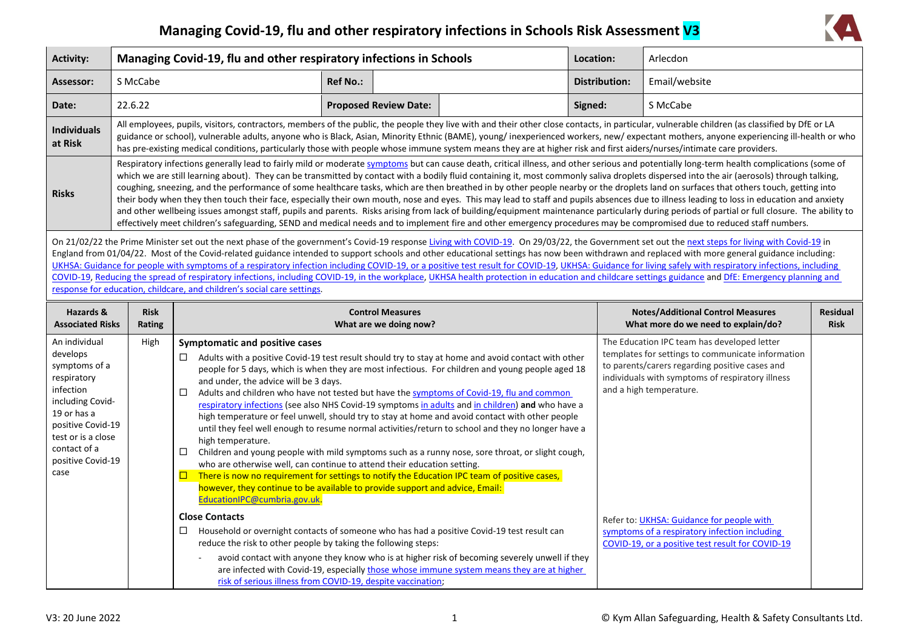# Managing Covid-19, flu and other respiratory infections in Schools Risk Assessment V3

| **Activity:** | **Managing Covid-19, flu and other respiratory infections in Schools** | | | **Location:** | Arlecdon |
|---|---|---|---|---|---|
| **Assessor:** | S McCabe | **Ref No.:** | | **Distribution:** | Email/website |
| **Date:** | 22.6.22 | **Proposed Review Date:** | | **Signed:** | S McCabe |
| **Individuals at Risk** | All employees, pupils, visitors, contractors, members of the public, the people they live with and their other close contacts, in particular, vulnerable children (as classified by DfE or LA guidance or school), vulnerable adults, anyone who is Black, Asian, Minority Ethnic (BAME), young/ inexperienced workers, new/ expectant mothers, anyone experiencing ill-health or who has pre-existing medical conditions, particularly those with people whose immune system means they are at higher risk and first aiders/nurses/intimate care providers. | | | | |
| **Risks** | Respiratory infections generally lead to fairly mild or moderate symptoms but can cause death, critical illness, and other serious and potentially long-term health complications (some of which we are still learning about). They can be transmitted by contact with a bodily fluid containing it, most commonly saliva droplets dispersed into the air (aerosols) through talking, coughing, sneezing, and the performance of some healthcare tasks, which are then breathed in by other people nearby or the droplets land on surfaces that others touch, getting into their body when they then touch their face, especially their own mouth, nose and eyes. This may lead to staff and pupils absences due to illness leading to loss in education and anxiety and other wellbeing issues amongst staff, pupils and parents. Risks arising from lack of building/equipment maintenance particularly during periods of partial or full closure. The ability to effectively meet children's safeguarding, SEND and medical needs and to implement fire and other emergency procedures may be compromised due to reduced staff numbers. | | | | |

On 21/02/22 the Prime Minister set out the next phase of the government's Covid-19 response Living with COVID-19. On 29/03/22, the Government set out the next steps for living with Covid-19 in England from 01/04/22. Most of the Covid-related guidance intended to support schools and other educational settings has now been withdrawn and replaced with more general guidance including: UKHSA: Guidance for people with symptoms of a respiratory infection including COVID-19, or a positive test result for COVID-19, UKHSA: Guidance for living safely with respiratory infections, including COVID-19, Reducing the spread of respiratory infections, including COVID-19, in the workplace, UKHSA health protection in education and childcare settings guidance and DfE: Emergency planning and response for education, childcare, and children's social care settings.

| Hazards & Associated Risks | Risk Rating | Control Measures<br>What are we doing now? | Notes/Additional Control Measures<br>What more do we need to explain/do? | Residual Risk |
|---|---|---|---|---|
| An individual develops symptoms of a respiratory infection including Covid-19 or has a positive Covid-19 test or is a close contact of a positive Covid-19 case | High | **Symptomatic and positive cases**<br>☐ Adults with a positive Covid-19 test result should try to stay at home and avoid contact with other people for 5 days, which is when they are most infectious. For children and young people aged 18 and under, the advice will be 3 days.<br>☐ Adults and children who have not tested but have the symptoms of Covid-19, flu and common respiratory infections (see also NHS Covid-19 symptoms in adults and in children) **and** who have a high temperature or feel unwell, should try to stay at home and avoid contact with other people until they feel well enough to resume normal activities/return to school and they no longer have a high temperature.<br>☐ Children and young people with mild symptoms such as a runny nose, sore throat, or slight cough, who are otherwise well, can continue to attend their education setting.<br>☐ There is now no requirement for settings to notify the Education IPC team of positive cases, however, they continue to be available to provide support and advice, Email: EducationIPC@cumbria.gov.uk.<br><br>**Close Contacts**<br>☐ Household or overnight contacts of someone who has had a positive Covid-19 test result can reduce the risk to other people by taking the following steps:<br>- avoid contact with anyone they know who is at higher risk of becoming severely unwell if they are infected with Covid-19, especially those whose immune system means they are at higher risk of serious illness from COVID-19, despite vaccination; | The Education IPC team has developed letter templates for settings to communicate information to parents/carers regarding positive cases and individuals with symptoms of respiratory illness and a high temperature.<br><br>Refer to: UKHSA: Guidance for people with symptoms of a respiratory infection including COVID-19, or a positive test result for COVID-19 | |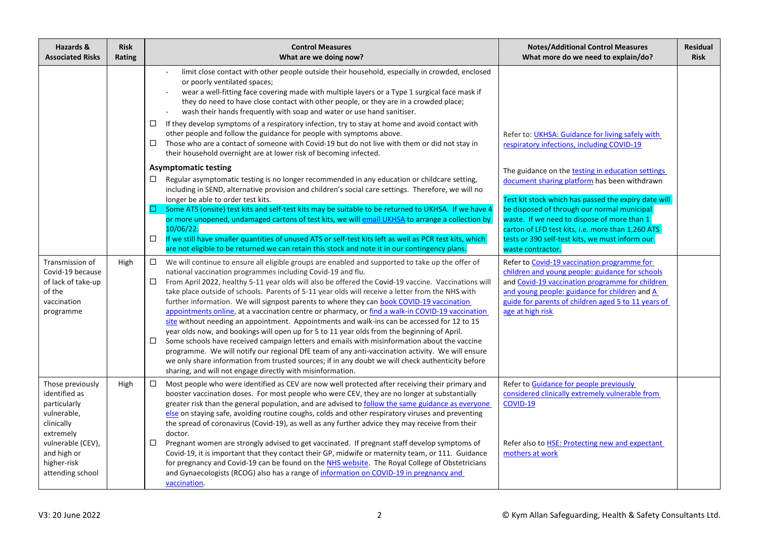| Hazards & Associated Risks | Risk Rating | Control Measures<br>What are we doing now? | Notes/Additional Control Measures<br>What more do we need to explain/do? | Residual Risk |
|---|---|---|---|---|
| | | - limit close contact with other people outside their household, especially in crowded, enclosed or poorly ventilated spaces;<br>- wear a well-fitting face covering made with multiple layers or a Type 1 surgical face mask if they do need to have close contact with other people, or they are in a crowded place;<br>- wash their hands frequently with soap and water or use hand sanitiser.<br>☐ If they develop symptoms of a respiratory infection, try to stay at home and avoid contact with other people and follow the guidance for people with symptoms above.<br>☐ Those who are a contact of someone with Covid-19 but do not live with them or did not stay in their household overnight are at lower risk of becoming infected.<br>**Asymptomatic testing**<br>☐ Regular asymptomatic testing is no longer recommended in any education or childcare setting, including in SEND, alternative provision and children's social care settings. Therefore, we will no longer be able to order test kits.<br>☐ Some ATS (onsite) test kits and self-test kits may be suitable to be returned to UKHSA. If we have 4 or more unopened, undamaged cartons of test kits, we will email UKHSA to arrange a collection by 10/06/22.<br>☐ If we still have smaller quantities of unused ATS or self-test kits left as well as PCR test kits, which are not eligible to be returned we can retain this stock and note it in our contingency plans. | Refer to: UKHSA: Guidance for living safely with respiratory infections, including COVID-19<br><br>The guidance on the testing in education settings document sharing platform has been withdrawn<br><br>Test kit stock which has passed the expiry date will be disposed of through our normal municipal waste. If we need to dispose of more than 1 carton of LFD test kits, i.e. more than 1,260 ATS tests or 390 self-test kits, we must inform our waste contractor. | |
| Transmission of Covid-19 because of lack of take-up of the vaccination programme | High | ☐ We will continue to ensure all eligible groups are enabled and supported to take up the offer of national vaccination programmes including Covid-19 and flu.<br>☐ From April 2022, healthy 5-11 year olds will also be offered the Covid-19 vaccine. Vaccinations will take place outside of schools. Parents of 5-11 year olds will receive a letter from the NHS with further information. We will signpost parents to where they can book COVID-19 vaccination appointments online, at a vaccination centre or pharmacy, or find a walk-in COVID-19 vaccination site without needing an appointment. Appointments and walk-ins can be accessed for 12 to 15 year olds now, and bookings will open up for 5 to 11 year olds from the beginning of April.<br>☐ Some schools have received campaign letters and emails with misinformation about the vaccine programme. We will notify our regional DfE team of any anti-vaccination activity. We will ensure we only share information from trusted sources; if in any doubt we will check authenticity before sharing, and will not engage directly with misinformation. | Refer to Covid-19 vaccination programme for children and young people: guidance for schools and Covid-19 vaccination programme for children and young people: guidance for children and A guide for parents of children aged 5 to 11 years of age at high risk | |
| Those previously identified as particularly vulnerable, clinically extremely vulnerable (CEV), and high or higher-risk attending school | High | ☐ Most people who were identified as CEV are now well protected after receiving their primary and booster vaccination doses. For most people who were CEV, they are no longer at substantially greater risk than the general population, and are advised to follow the same guidance as everyone else on staying safe, avoiding routine coughs, colds and other respiratory viruses and preventing the spread of coronavirus (Covid-19), as well as any further advice they may receive from their doctor.<br>☐ Pregnant women are strongly advised to get vaccinated. If pregnant staff develop symptoms of Covid-19, it is important that they contact their GP, midwife or maternity team, or 111. Guidance for pregnancy and Covid-19 can be found on the NHS website. The Royal College of Obstetricians and Gynaecologists (RCOG) also has a range of information on COVID-19 in pregnancy and vaccination. | Refer to Guidance for people previously considered clinically extremely vulnerable from COVID-19<br><br>Refer also to HSE: Protecting new and expectant mothers at work | |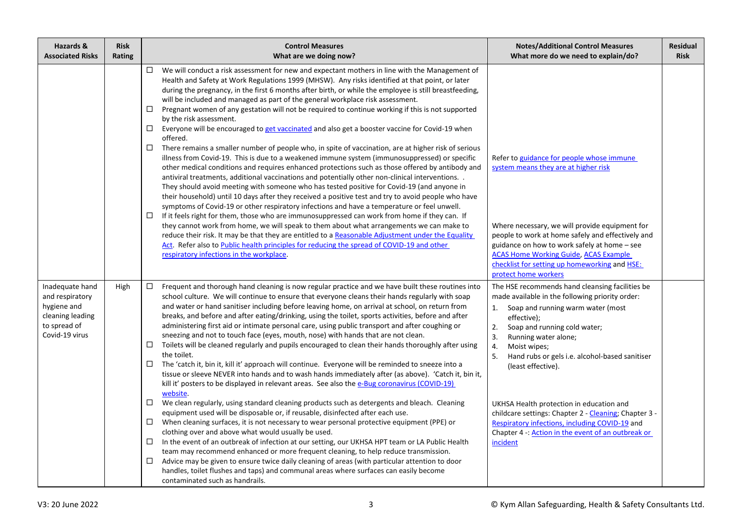| Hazards & Associated Risks | Risk Rating | Control Measures<br>What are we doing now? | Notes/Additional Control Measures<br>What more do we need to explain/do? | Residual Risk |
|---|---|---|---|---|
| | | ☐ We will conduct a risk assessment for new and expectant mothers in line with the Management of Health and Safety at Work Regulations 1999 (MHSW). Any risks identified at that point, or later during the pregnancy, in the first 6 months after birth, or while the employee is still breastfeeding, will be included and managed as part of the general workplace risk assessment.<br>☐ Pregnant women of any gestation will not be required to continue working if this is not supported by the risk assessment.<br>☐ Everyone will be encouraged to get vaccinated and also get a booster vaccine for Covid-19 when offered.<br>☐ There remains a smaller number of people who, in spite of vaccination, are at higher risk of serious illness from Covid-19. This is due to a weakened immune system (immunosuppressed) or specific other medical conditions and requires enhanced protections such as those offered by antibody and antiviral treatments, additional vaccinations and potentially other non-clinical interventions. . They should avoid meeting with someone who has tested positive for Covid-19 (and anyone in their household) until 10 days after they received a positive test and try to avoid people who have symptoms of Covid-19 or other respiratory infections and have a temperature or feel unwell.<br>☐ If it feels right for them, those who are immunosuppressed can work from home if they can. If they cannot work from home, we will speak to them about what arrangements we can make to reduce their risk. It may be that they are entitled to a Reasonable Adjustment under the Equality Act. Refer also to Public health principles for reducing the spread of COVID-19 and other respiratory infections in the workplace. | Refer to guidance for people whose immune system means they are at higher risk<br><br>Where necessary, we will provide equipment for people to work at home safely and effectively and guidance on how to work safely at home – see ACAS Home Working Guide, ACAS Example checklist for setting up homeworking and HSE: protect home workers | |
| Inadequate hand and respiratory hygiene and cleaning leading to spread of Covid-19 virus | High | ☐ Frequent and thorough hand cleaning is now regular practice and we have built these routines into school culture. We will continue to ensure that everyone cleans their hands regularly with soap and water or hand sanitiser including before leaving home, on arrival at school, on return from breaks, and before and after eating/drinking, using the toilet, sports activities, before and after administering first aid or intimate personal care, using public transport and after coughing or sneezing and not to touch face (eyes, mouth, nose) with hands that are not clean.<br>☐ Toilets will be cleaned regularly and pupils encouraged to clean their hands thoroughly after using the toilet.<br>☐ The 'catch it, bin it, kill it' approach will continue. Everyone will be reminded to sneeze into a tissue or sleeve NEVER into hands and to wash hands immediately after (as above). 'Catch it, bin it, kill it' posters to be displayed in relevant areas. See also the e-Bug coronavirus (COVID-19) website.<br>☐ We clean regularly, using standard cleaning products such as detergents and bleach. Cleaning equipment used will be disposable or, if reusable, disinfected after each use.<br>☐ When cleaning surfaces, it is not necessary to wear personal protective equipment (PPE) or clothing over and above what would usually be used.<br>☐ In the event of an outbreak of infection at our setting, our UKHSA HPT team or LA Public Health team may recommend enhanced or more frequent cleaning, to help reduce transmission.<br>☐ Advice may be given to ensure twice daily cleaning of areas (with particular attention to door handles, toilet flushes and taps) and communal areas where surfaces can easily become contaminated such as handrails. | The HSE recommends hand cleansing facilities be made available in the following priority order:<br>1. Soap and running warm water (most effective);<br>2. Soap and running cold water;<br>3. Running water alone;<br>4. Moist wipes;<br>5. Hand rubs or gels i.e. alcohol-based sanitiser (least effective).<br><br>UKHSA Health protection in education and childcare settings: Chapter 2 - Cleaning; Chapter 3 - Respiratory infections, including COVID-19 and Chapter 4 -: Action in the event of an outbreak or incident | |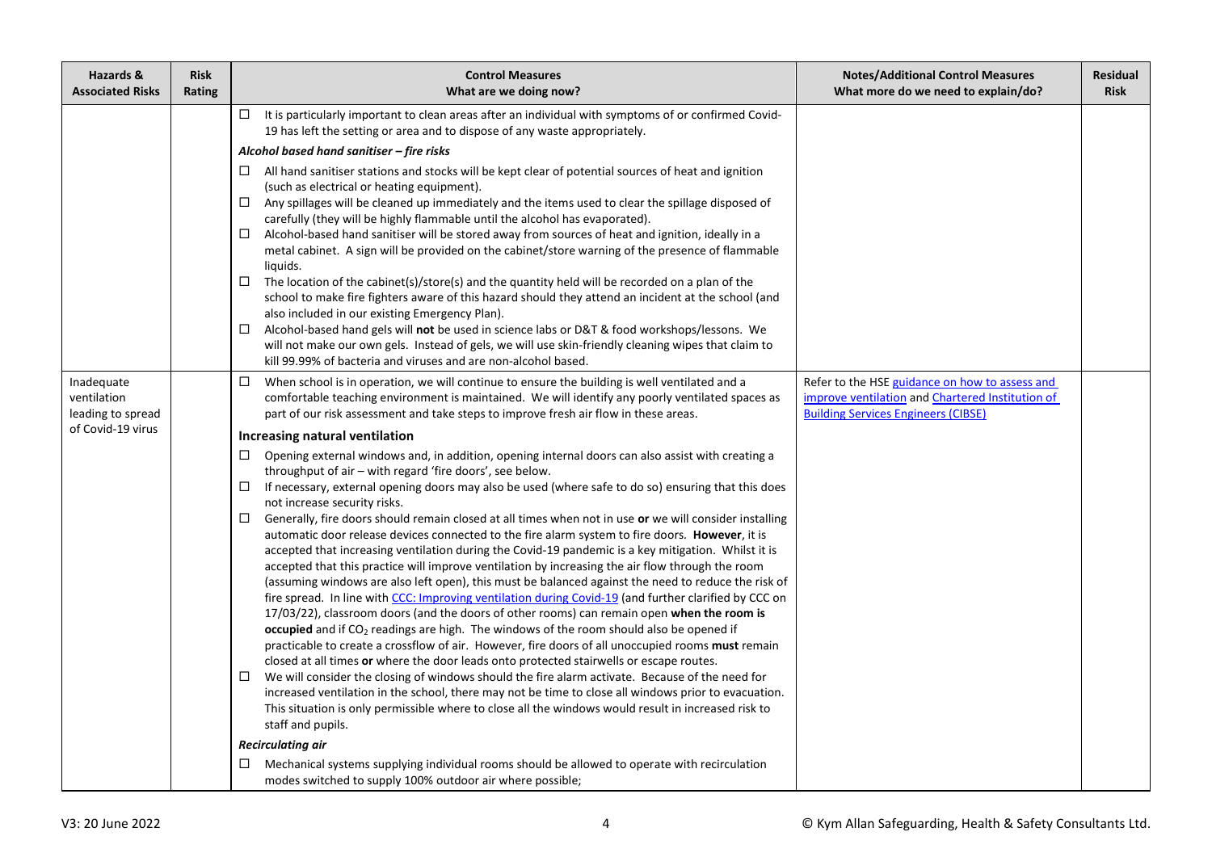| Hazards & Associated Risks | Risk Rating | Control Measures<br>What are we doing now? | Notes/Additional Control Measures<br>What more do we need to explain/do? | Residual Risk |
|---|---|---|---|---|
| | | ☐ It is particularly important to clean areas after an individual with symptoms of or confirmed Covid-19 has left the setting or area and to dispose of any waste appropriately.<br>***Alcohol based hand sanitiser – fire risks***<br>☐ All hand sanitiser stations and stocks will be kept clear of potential sources of heat and ignition (such as electrical or heating equipment).<br>☐ Any spillages will be cleaned up immediately and the items used to clear the spillage disposed of carefully (they will be highly flammable until the alcohol has evaporated).<br>☐ Alcohol-based hand sanitiser will be stored away from sources of heat and ignition, ideally in a metal cabinet. A sign will be provided on the cabinet/store warning of the presence of flammable liquids.<br>☐ The location of the cabinet(s)/store(s) and the quantity held will be recorded on a plan of the school to make fire fighters aware of this hazard should they attend an incident at the school (and also included in our existing Emergency Plan).<br>☐ Alcohol-based hand gels will **not** be used in science labs or D&T & food workshops/lessons. We will not make our own gels. Instead of gels, we will use skin-friendly cleaning wipes that claim to kill 99.99% of bacteria and viruses and are non-alcohol based. | | |
| Inadequate ventilation leading to spread of Covid-19 virus | | ☐ When school is in operation, we will continue to ensure the building is well ventilated and a comfortable teaching environment is maintained. We will identify any poorly ventilated spaces as part of our risk assessment and take steps to improve fresh air flow in these areas.<br>**Increasing natural ventilation**<br>☐ Opening external windows and, in addition, opening internal doors can also assist with creating a throughput of air – with regard 'fire doors', see below.<br>☐ If necessary, external opening doors may also be used (where safe to do so) ensuring that this does not increase security risks.<br>☐ Generally, fire doors should remain closed at all times when not in use **or** we will consider installing automatic door release devices connected to the fire alarm system to fire doors. **However**, it is accepted that increasing ventilation during the Covid-19 pandemic is a key mitigation. Whilst it is accepted that this practice will improve ventilation by increasing the air flow through the room (assuming windows are also left open), this must be balanced against the need to reduce the risk of fire spread. In line with CCC: Improving ventilation during Covid-19 (and further clarified by CCC on 17/03/22), classroom doors (and the doors of other rooms) can remain open **when the room is occupied** and if $CO_2$ readings are high. The windows of the room should also be opened if practicable to create a crossflow of air. However, fire doors of all unoccupied rooms **must** remain closed at all times **or** where the door leads onto protected stairwells or escape routes.<br>☐ We will consider the closing of windows should the fire alarm activate. Because of the need for increased ventilation in the school, there may not be time to close all windows prior to evacuation. This situation is only permissible where to close all the windows would result in increased risk to staff and pupils.<br>***Recirculating air***<br>☐ Mechanical systems supplying individual rooms should be allowed to operate with recirculation modes switched to supply 100% outdoor air where possible; | Refer to the HSE guidance on how to assess and improve ventilation and Chartered Institution of Building Services Engineers (CIBSE) | |

V3: 20 June 2022

© Kym Allan Safeguarding, Health & Safety Consultants Ltd.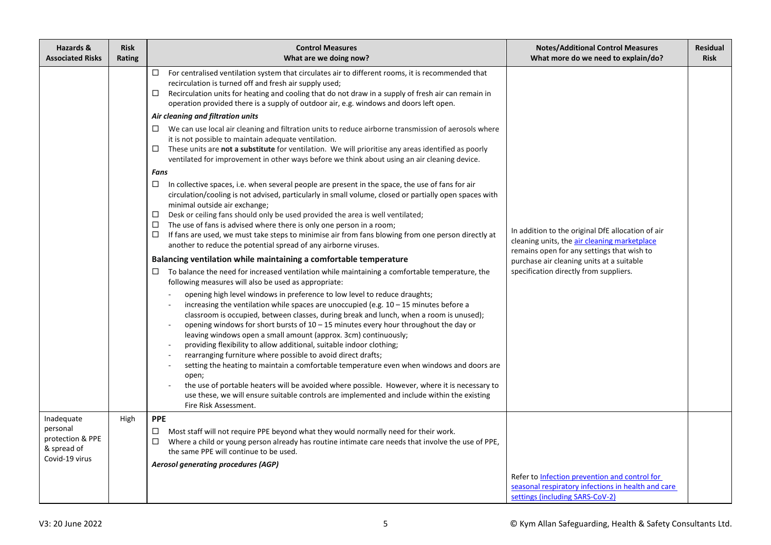| Hazards & Associated Risks | Risk Rating | Control Measures<br>What are we doing now? | Notes/Additional Control Measures<br>What more do we need to explain/do? | Residual Risk |
|---|---|---|---|---|
| | | ☐ For centralised ventilation system that circulates air to different rooms, it is recommended that recirculation is turned off and fresh air supply used;<br>☐ Recirculation units for heating and cooling that do not draw in a supply of fresh air can remain in operation provided there is a supply of outdoor air, e.g. windows and doors left open.<br>***Air cleaning and filtration units***<br>☐ We can use local air cleaning and filtration units to reduce airborne transmission of aerosols where it is not possible to maintain adequate ventilation.<br>☐ These units are **not a substitute** for ventilation. We will prioritise any areas identified as poorly ventilated for improvement in other ways before we think about using an air cleaning device.<br>***Fans***<br>☐ In collective spaces, i.e. when several people are present in the space, the use of fans for air circulation/cooling is not advised, particularly in small volume, closed or partially open spaces with minimal outside air exchange;<br>☐ Desk or ceiling fans should only be used provided the area is well ventilated;<br>☐ The use of fans is advised where there is only one person in a room;<br>☐ If fans are used, we must take steps to minimise air from fans blowing from one person directly at another to reduce the potential spread of any airborne viruses.<br>**Balancing ventilation while maintaining a comfortable temperature**<br>☐ To balance the need for increased ventilation while maintaining a comfortable temperature, the following measures will also be used as appropriate:<br>- opening high level windows in preference to low level to reduce draughts;<br>- increasing the ventilation while spaces are unoccupied (e.g. 10 – 15 minutes before a classroom is occupied, between classes, during break and lunch, when a room is unused);<br>- opening windows for short bursts of 10 – 15 minutes every hour throughout the day or leaving windows open a small amount (approx. 3cm) continuously;<br>- providing flexibility to allow additional, suitable indoor clothing;<br>- rearranging furniture where possible to avoid direct drafts;<br>- setting the heating to maintain a comfortable temperature even when windows and doors are open;<br>- the use of portable heaters will be avoided where possible. However, where it is necessary to use these, we will ensure suitable controls are implemented and include within the existing Fire Risk Assessment. | In addition to the original DfE allocation of air cleaning units, the air cleaning marketplace remains open for any settings that wish to purchase air cleaning units at a suitable specification directly from suppliers. | |
| Inadequate personal protection & PPE & spread of Covid-19 virus | High | **PPE**<br>☐ Most staff will not require PPE beyond what they would normally need for their work.<br>☐ Where a child or young person already has routine intimate care needs that involve the use of PPE, the same PPE will continue to be used.<br>***Aerosol generating procedures (AGP)*** | Refer to Infection prevention and control for seasonal respiratory infections in health and care settings (including SARS-CoV-2) | |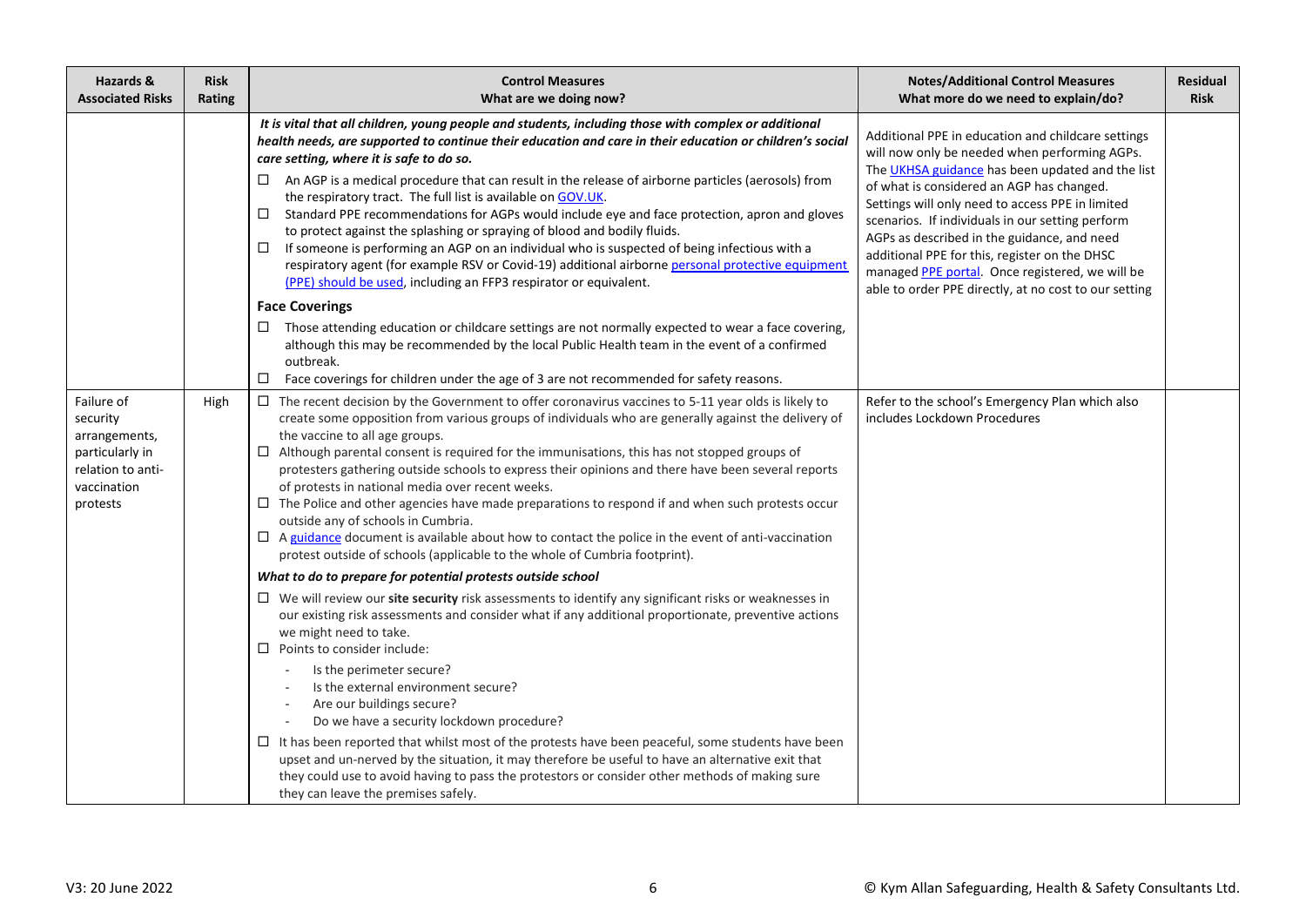| Hazards & Associated Risks | Risk Rating | Control Measures<br>What are we doing now? | Notes/Additional Control Measures<br>What more do we need to explain/do? | Residual Risk |
|---|---|---|---|---|
| | | ***It is vital that all children, young people and students, including those with complex or additional health needs, are supported to continue their education and care in their education or children's social care setting, where it is safe to do so.***<br>☐ An AGP is a medical procedure that can result in the release of airborne particles (aerosols) from the respiratory tract. The full list is available on [GOV.UK](GOV.UK).<br>☐ Standard PPE recommendations for AGPs would include eye and face protection, apron and gloves to protect against the splashing or spraying of blood and bodily fluids.<br>☐ If someone is performing an AGP on an individual who is suspected of being infectious with a respiratory agent (for example RSV or Covid-19) additional airborne [personal protective equipment (PPE) should be used](personal protective equipment (PPE) should be used), including an FFP3 respirator or equivalent.<br>**Face Coverings**<br>☐ Those attending education or childcare settings are not normally expected to wear a face covering, although this may be recommended by the local Public Health team in the event of a confirmed outbreak.<br>☐ Face coverings for children under the age of 3 are not recommended for safety reasons. | Additional PPE in education and childcare settings will now only be needed when performing AGPs. The [UKHSA guidance](UKHSA guidance) has been updated and the list of what is considered an AGP has changed. Settings will only need to access PPE in limited scenarios. If individuals in our setting perform AGPs as described in the guidance, and need additional PPE for this, register on the DHSC managed [PPE portal](PPE portal). Once registered, we will be able to order PPE directly, at no cost to our setting | |
| Failure of security arrangements, particularly in relation to anti-vaccination protests | High | ☐ The recent decision by the Government to offer coronavirus vaccines to 5-11 year olds is likely to create some opposition from various groups of individuals who are generally against the delivery of the vaccine to all age groups.<br>☐ Although parental consent is required for the immunisations, this has not stopped groups of protesters gathering outside schools to express their opinions and there have been several reports of protests in national media over recent weeks.<br>☐ The Police and other agencies have made preparations to respond if and when such protests occur outside any of schools in Cumbria.<br>☐ A [guidance](guidance) document is available about how to contact the police in the event of anti-vaccination protest outside of schools (applicable to the whole of Cumbria footprint).<br>***What to do to prepare for potential protests outside school***<br>☐ We will review our **site security** risk assessments to identify any significant risks or weaknesses in our existing risk assessments and consider what if any additional proportionate, preventive actions we might need to take.<br>☐ Points to consider include:<br>- Is the perimeter secure?<br>- Is the external environment secure?<br>- Are our buildings secure?<br>- Do we have a security lockdown procedure?<br>☐ It has been reported that whilst most of the protests have been peaceful, some students have been upset and un-nerved by the situation, it may therefore be useful to have an alternative exit that they could use to avoid having to pass the protestors or consider other methods of making sure they can leave the premises safely. | Refer to the school's Emergency Plan which also includes Lockdown Procedures | |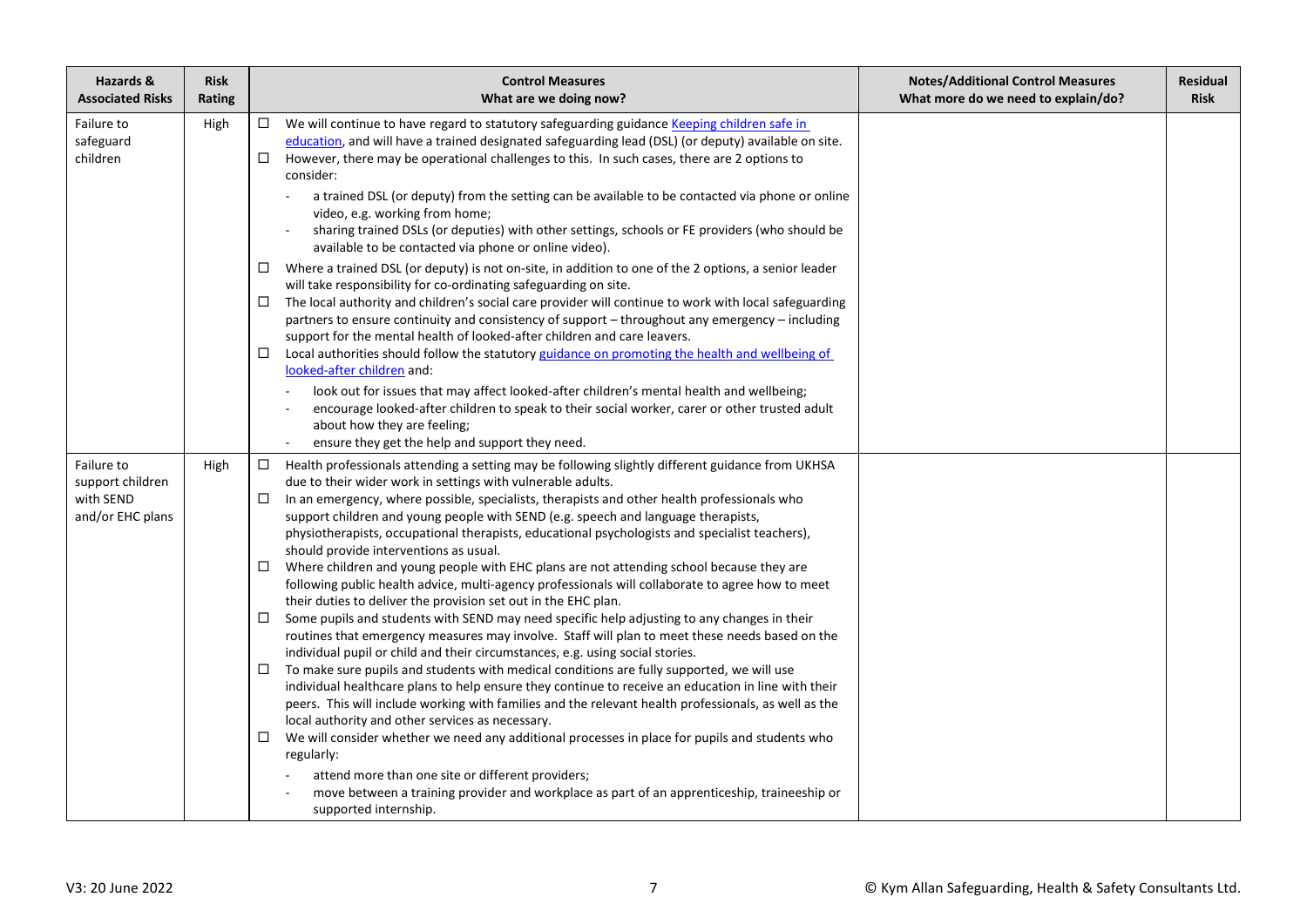| Hazards & Associated Risks | Risk Rating | Control Measures<br>What are we doing now? | Notes/Additional Control Measures<br>What more do we need to explain/do? | Residual Risk |
|---|---|---|---|---|
| Failure to safeguard children | High | ☐ We will continue to have regard to statutory safeguarding guidance [Keeping children safe in education](), and will have a trained designated safeguarding lead (DSL) (or deputy) available on site.<br>☐ However, there may be operational challenges to this. In such cases, there are 2 options to consider:<br>- a trained DSL (or deputy) from the setting can be available to be contacted via phone or online video, e.g. working from home;<br>- sharing trained DSLs (or deputies) with other settings, schools or FE providers (who should be available to be contacted via phone or online video).<br>☐ Where a trained DSL (or deputy) is not on-site, in addition to one of the 2 options, a senior leader will take responsibility for co-ordinating safeguarding on site.<br>☐ The local authority and children's social care provider will continue to work with local safeguarding partners to ensure continuity and consistency of support – throughout any emergency – including support for the mental health of looked-after children and care leavers.<br>☐ Local authorities should follow the statutory [guidance on promoting the health and wellbeing of looked-after children]() and:<br>- look out for issues that may affect looked-after children's mental health and wellbeing;<br>- encourage looked-after children to speak to their social worker, carer or other trusted adult about how they are feeling;<br>- ensure they get the help and support they need. | | |
| Failure to support children with SEND and/or EHC plans | High | ☐ Health professionals attending a setting may be following slightly different guidance from UKHSA due to their wider work in settings with vulnerable adults.<br>☐ In an emergency, where possible, specialists, therapists and other health professionals who support children and young people with SEND (e.g. speech and language therapists, physiotherapists, occupational therapists, educational psychologists and specialist teachers), should provide interventions as usual.<br>☐ Where children and young people with EHC plans are not attending school because they are following public health advice, multi-agency professionals will collaborate to agree how to meet their duties to deliver the provision set out in the EHC plan.<br>☐ Some pupils and students with SEND may need specific help adjusting to any changes in their routines that emergency measures may involve. Staff will plan to meet these needs based on the individual pupil or child and their circumstances, e.g. using social stories.<br>☐ To make sure pupils and students with medical conditions are fully supported, we will use individual healthcare plans to help ensure they continue to receive an education in line with their peers. This will include working with families and the relevant health professionals, as well as the local authority and other services as necessary.<br>☐ We will consider whether we need any additional processes in place for pupils and students who regularly:<br>- attend more than one site or different providers;<br>- move between a training provider and workplace as part of an apprenticeship, traineeship or supported internship. | | |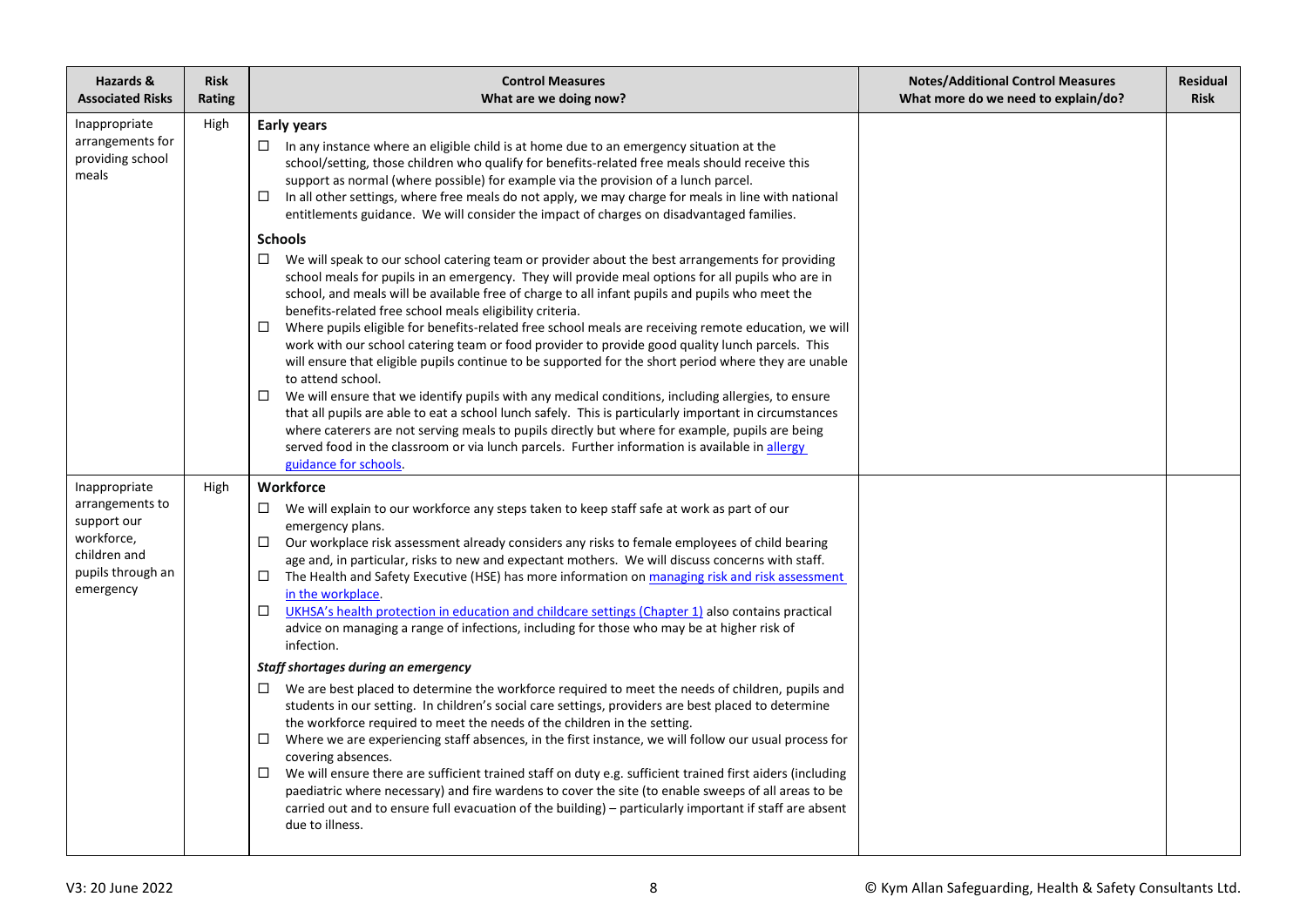| Hazards & Associated Risks | Risk Rating | Control Measures<br>What are we doing now? | Notes/Additional Control Measures<br>What more do we need to explain/do? | Residual Risk |
|---|---|---|---|---|
| Inappropriate arrangements for providing school meals | High | **Early years**<br>☐ In any instance where an eligible child is at home due to an emergency situation at the school/setting, those children who qualify for benefits-related free meals should receive this support as normal (where possible) for example via the provision of a lunch parcel.<br>☐ In all other settings, where free meals do not apply, we may charge for meals in line with national entitlements guidance. We will consider the impact of charges on disadvantaged families.<br>**Schools**<br>☐ We will speak to our school catering team or provider about the best arrangements for providing school meals for pupils in an emergency. They will provide meal options for all pupils who are in school, and meals will be available free of charge to all infant pupils and pupils who meet the benefits-related free school meals eligibility criteria.<br>☐ Where pupils eligible for benefits-related free school meals are receiving remote education, we will work with our school catering team or food provider to provide good quality lunch parcels. This will ensure that eligible pupils continue to be supported for the short period where they are unable to attend school.<br>☐ We will ensure that we identify pupils with any medical conditions, including allergies, to ensure that all pupils are able to eat a school lunch safely. This is particularly important in circumstances where caterers are not serving meals to pupils directly but where for example, pupils are being served food in the classroom or via lunch parcels. Further information is available in allergy guidance for schools. | | |
| Inappropriate arrangements to support our workforce, children and pupils through an emergency | High | **Workforce**<br>☐ We will explain to our workforce any steps taken to keep staff safe at work as part of our emergency plans.<br>☐ Our workplace risk assessment already considers any risks to female employees of child bearing age and, in particular, risks to new and expectant mothers. We will discuss concerns with staff.<br>☐ The Health and Safety Executive (HSE) has more information on managing risk and risk assessment in the workplace.<br>☐ UKHSA's health protection in education and childcare settings (Chapter 1) also contains practical advice on managing a range of infections, including for those who may be at higher risk of infection.<br>***Staff shortages during an emergency***<br>☐ We are best placed to determine the workforce required to meet the needs of children, pupils and students in our setting. In children's social care settings, providers are best placed to determine the workforce required to meet the needs of the children in the setting.<br>☐ Where we are experiencing staff absences, in the first instance, we will follow our usual process for covering absences.<br>☐ We will ensure there are sufficient trained staff on duty e.g. sufficient trained first aiders (including paediatric where necessary) and fire wardens to cover the site (to enable sweeps of all areas to be carried out and to ensure full evacuation of the building) – particularly important if staff are absent due to illness. | | |

V3: 20 June 2022

© Kym Allan Safeguarding, Health & Safety Consultants Ltd.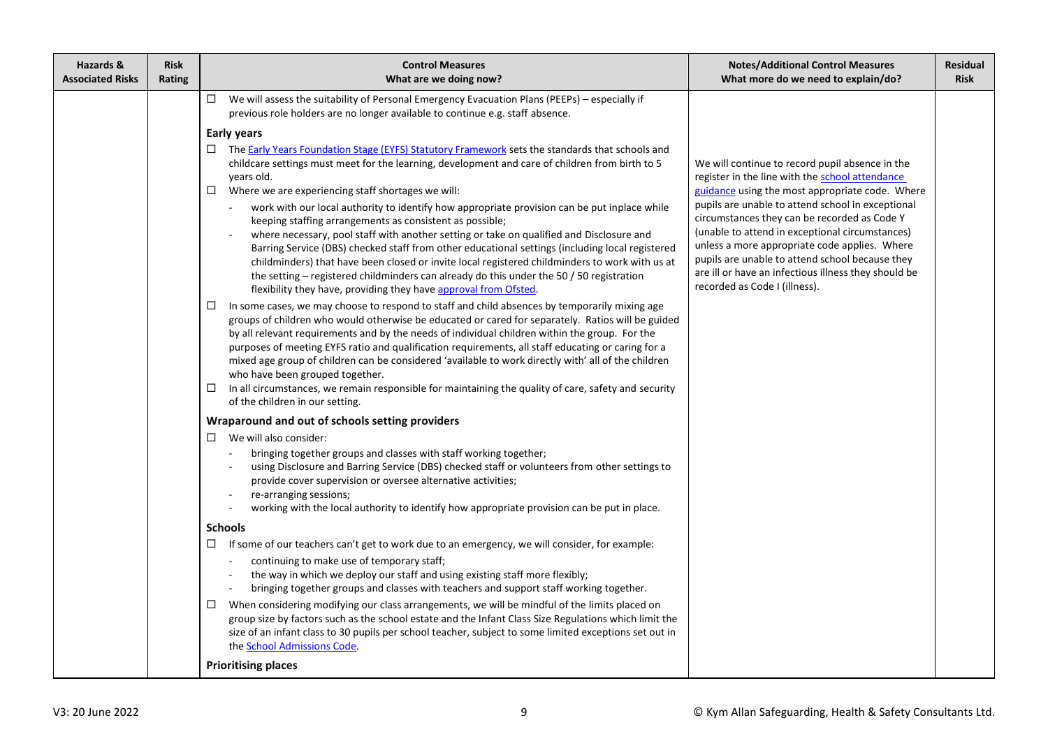| Hazards & Associated Risks | Risk Rating | Control Measures<br>What are we doing now? | Notes/Additional Control Measures<br>What more do we need to explain/do? | Residual Risk |
|---|---|---|---|---|
| | | ☐ We will assess the suitability of Personal Emergency Evacuation Plans (PEEPs) – especially if previous role holders are no longer available to continue e.g. staff absence.<br><br>**Early years**<br>☐ The Early Years Foundation Stage (EYFS) Statutory Framework sets the standards that schools and childcare settings must meet for the learning, development and care of children from birth to 5 years old.<br>☐ Where we are experiencing staff shortages we will:<br>- work with our local authority to identify how appropriate provision can be put inplace while keeping staffing arrangements as consistent as possible;<br>- where necessary, pool staff with another setting or take on qualified and Disclosure and Barring Service (DBS) checked staff from other educational settings (including local registered childminders) that have been closed or invite local registered childminders to work with us at the setting – registered childminders can already do this under the 50 / 50 registration flexibility they have, providing they have approval from Ofsted.<br><br>☐ In some cases, we may choose to respond to staff and child absences by temporarily mixing age groups of children who would otherwise be educated or cared for separately. Ratios will be guided by all relevant requirements and by the needs of individual children within the group. For the purposes of meeting EYFS ratio and qualification requirements, all staff educating or caring for a mixed age group of children can be considered 'available to work directly with' all of the children who have been grouped together.<br>☐ In all circumstances, we remain responsible for maintaining the quality of care, safety and security of the children in our setting.<br><br>**Wraparound and out of schools setting providers**<br>☐ We will also consider:<br>- bringing together groups and classes with staff working together;<br>- using Disclosure and Barring Service (DBS) checked staff or volunteers from other settings to provide cover supervision or oversee alternative activities;<br>- re-arranging sessions;<br>- working with the local authority to identify how appropriate provision can be put in place.<br><br>**Schools**<br>☐ If some of our teachers can't get to work due to an emergency, we will consider, for example:<br>- continuing to make use of temporary staff;<br>- the way in which we deploy our staff and using existing staff more flexibly;<br>- bringing together groups and classes with teachers and support staff working together.<br><br>☐ When considering modifying our class arrangements, we will be mindful of the limits placed on group size by factors such as the school estate and the Infant Class Size Regulations which limit the size of an infant class to 30 pupils per school teacher, subject to some limited exceptions set out in the School Admissions Code.<br><br>**Prioritising places** | We will continue to record pupil absence in the register in the line with the school attendance guidance using the most appropriate code. Where pupils are unable to attend school in exceptional circumstances they can be recorded as Code Y (unable to attend in exceptional circumstances) unless a more appropriate code applies. Where pupils are unable to attend school because they are ill or have an infectious illness they should be recorded as Code I (illness). | |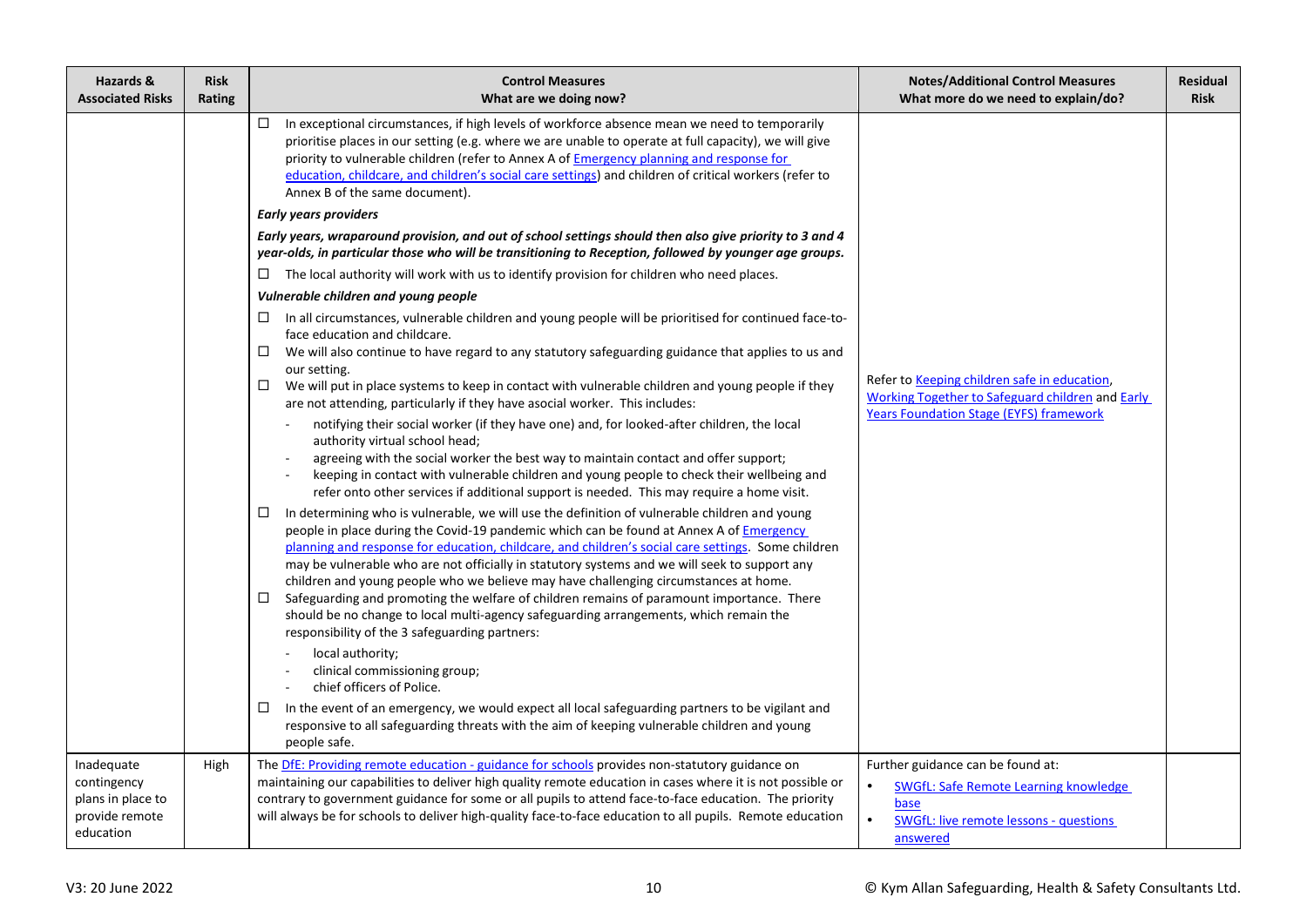| Hazards & Associated Risks | Risk Rating | Control Measures<br>What are we doing now? | Notes/Additional Control Measures<br>What more do we need to explain/do? | Residual Risk |
|---|---|---|---|---|
| | | ☐ In exceptional circumstances, if high levels of workforce absence mean we need to temporarily prioritise places in our setting (e.g. where we are unable to operate at full capacity), we will give priority to vulnerable children (refer to Annex A of [Emergency planning and response for education, childcare, and children's social care settings]) and children of critical workers (refer to Annex B of the same document).<br>***Early years providers***<br>***Early years, wraparound provision, and out of school settings should then also give priority to 3 and 4 year-olds, in particular those who will be transitioning to Reception, followed by younger age groups.***<br>☐ The local authority will work with us to identify provision for children who need places.<br>***Vulnerable children and young people***<br>☐ In all circumstances, vulnerable children and young people will be prioritised for continued face-to-face education and childcare.<br>☐ We will also continue to have regard to any statutory safeguarding guidance that applies to us and our setting.<br>☐ We will put in place systems to keep in contact with vulnerable children and young people if they are not attending, particularly if they have asocial worker. This includes:<br>- notifying their social worker (if they have one) and, for looked-after children, the local authority virtual school head;<br>- agreeing with the social worker the best way to maintain contact and offer support;<br>- keeping in contact with vulnerable children and young people to check their wellbeing and refer onto other services if additional support is needed. This may require a home visit.<br>☐ In determining who is vulnerable, we will use the definition of vulnerable children and young people in place during the Covid-19 pandemic which can be found at Annex A of [Emergency planning and response for education, childcare, and children's social care settings]. Some children may be vulnerable who are not officially in statutory systems and we will seek to support any children and young people who we believe may have challenging circumstances at home.<br>☐ Safeguarding and promoting the welfare of children remains of paramount importance. There should be no change to local multi-agency safeguarding arrangements, which remain the responsibility of the 3 safeguarding partners:<br>- local authority;<br>- clinical commissioning group;<br>- chief officers of Police.<br>☐ In the event of an emergency, we would expect all local safeguarding partners to be vigilant and responsive to all safeguarding threats with the aim of keeping vulnerable children and young people safe. | Refer to [Keeping children safe in education], [Working Together to Safeguard children] and [Early Years Foundation Stage (EYFS) framework] | |
| Inadequate contingency plans in place to provide remote education | High | The [DfE: Providing remote education - guidance for schools] provides non-statutory guidance on maintaining our capabilities to deliver high quality remote education in cases where it is not possible or contrary to government guidance for some or all pupils to attend face-to-face education. The priority will always be for schools to deliver high-quality face-to-face education to all pupils. Remote education | Further guidance can be found at:<br>• [SWGfL: Safe Remote Learning knowledge base]<br>• [SWGfL: live remote lessons - questions answered] | |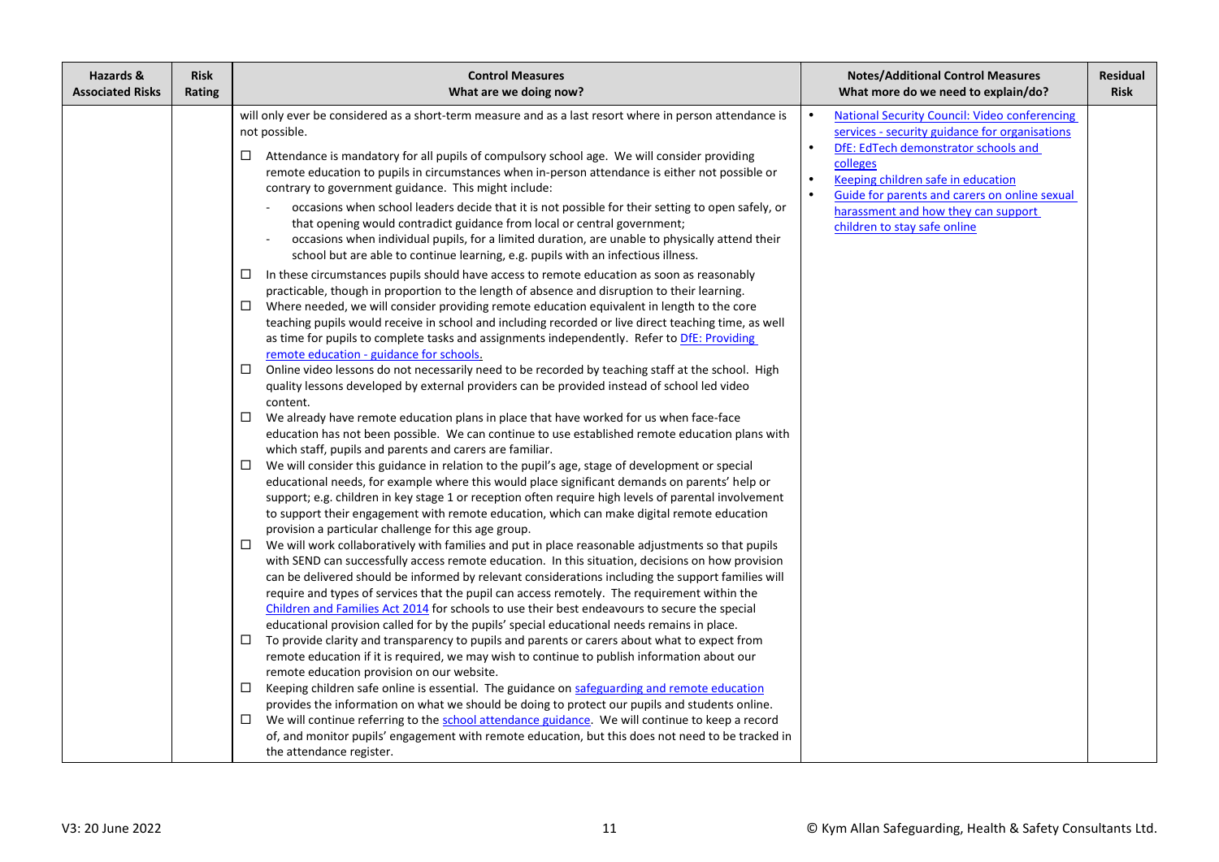| Hazards & Associated Risks | Risk Rating | Control Measures What are we doing now? | Notes/Additional Control Measures What more do we need to explain/do? | Residual Risk |
|---|---|---|---|---|
| | | will only ever be considered as a short-term measure and as a last resort where in person attendance is not possible.<br><br>☐ Attendance is mandatory for all pupils of compulsory school age. We will consider providing remote education to pupils in circumstances when in-person attendance is either not possible or contrary to government guidance. This might include:<br>- occasions when school leaders decide that it is not possible for their setting to open safely, or that opening would contradict guidance from local or central government;<br>- occasions when individual pupils, for a limited duration, are unable to physically attend their school but are able to continue learning, e.g. pupils with an infectious illness.<br><br>☐ In these circumstances pupils should have access to remote education as soon as reasonably practicable, though in proportion to the length of absence and disruption to their learning.<br>☐ Where needed, we will consider providing remote education equivalent in length to the core teaching pupils would receive in school and including recorded or live direct teaching time, as well as time for pupils to complete tasks and assignments independently. Refer to DfE: Providing remote education - guidance for schools.<br>☐ Online video lessons do not necessarily need to be recorded by teaching staff at the school. High quality lessons developed by external providers can be provided instead of school led video content.<br>☐ We already have remote education plans in place that have worked for us when face-face education has not been possible. We can continue to use established remote education plans with which staff, pupils and parents and carers are familiar.<br>☐ We will consider this guidance in relation to the pupil's age, stage of development or special educational needs, for example where this would place significant demands on parents' help or support; e.g. children in key stage 1 or reception often require high levels of parental involvement to support their engagement with remote education, which can make digital remote education provision a particular challenge for this age group.<br>☐ We will work collaboratively with families and put in place reasonable adjustments so that pupils with SEND can successfully access remote education. In this situation, decisions on how provision can be delivered should be informed by relevant considerations including the support families will require and types of services that the pupil can access remotely. The requirement within the Children and Families Act 2014 for schools to use their best endeavours to secure the special educational provision called for by the pupils' special educational needs remains in place.<br>☐ To provide clarity and transparency to pupils and parents or carers about what to expect from remote education if it is required, we may wish to continue to publish information about our remote education provision on our website.<br>☐ Keeping children safe online is essential. The guidance on safeguarding and remote education provides the information on what we should be doing to protect our pupils and students online.<br>☐ We will continue referring to the school attendance guidance. We will continue to keep a record of, and monitor pupils' engagement with remote education, but this does not need to be tracked in the attendance register. | • National Security Council: Video conferencing services - security guidance for organisations<br>• DfE: EdTech demonstrator schools and colleges<br>• Keeping children safe in education<br>• Guide for parents and carers on online sexual harassment and how they can support children to stay safe online | |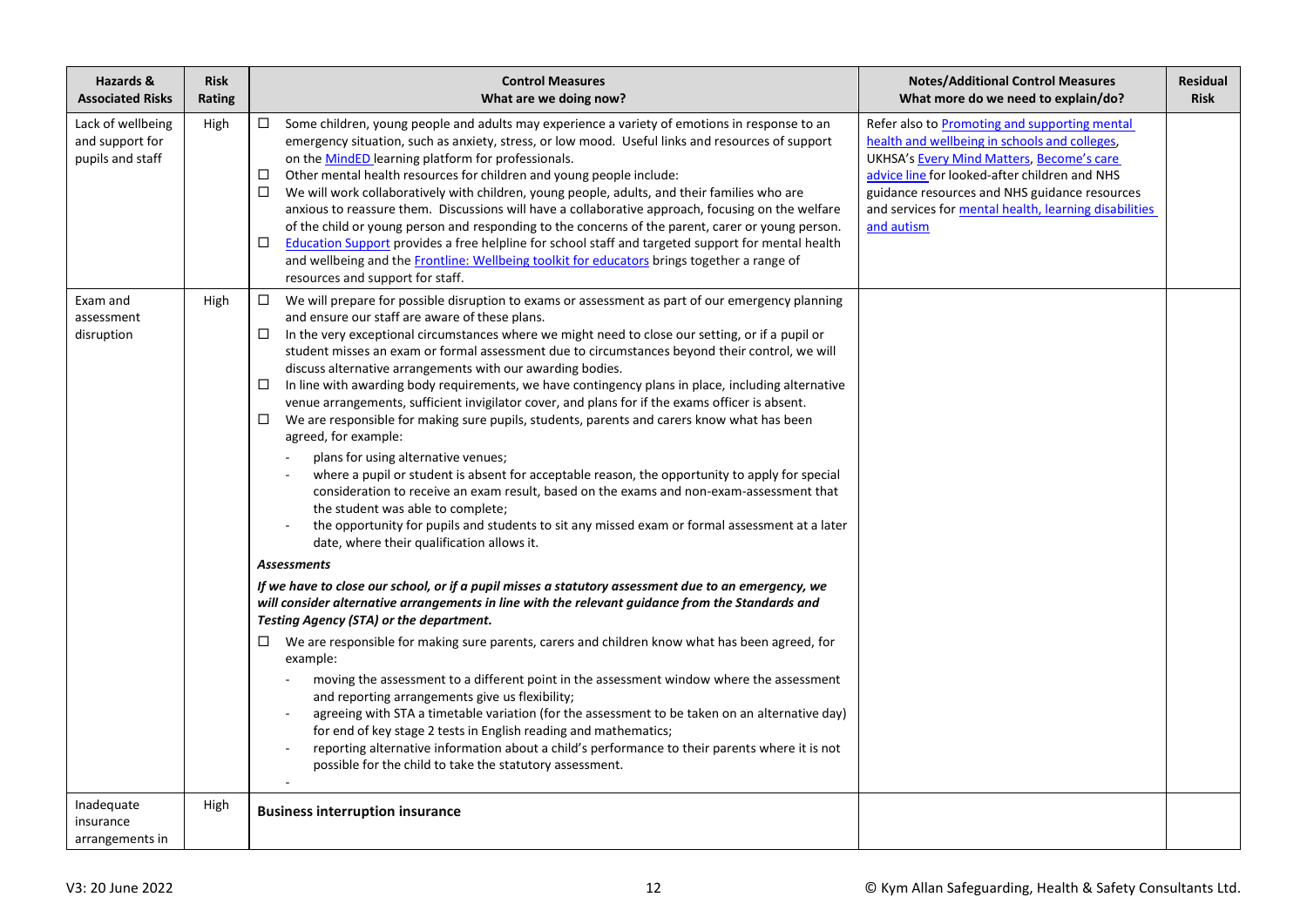| Hazards & Associated Risks | Risk Rating | Control Measures<br>What are we doing now? | Notes/Additional Control Measures<br>What more do we need to explain/do? | Residual Risk |
|---|---|---|---|---|
| Lack of wellbeing and support for pupils and staff | High | ☐ Some children, young people and adults may experience a variety of emotions in response to an emergency situation, such as anxiety, stress, or low mood. Useful links and resources of support on the MindED learning platform for professionals.<br>☐ Other mental health resources for children and young people include:<br>☐ We will work collaboratively with children, young people, adults, and their families who are anxious to reassure them. Discussions will have a collaborative approach, focusing on the welfare of the child or young person and responding to the concerns of the parent, carer or young person.<br>☐ Education Support provides a free helpline for school staff and targeted support for mental health and wellbeing and the Frontline: Wellbeing toolkit for educators brings together a range of resources and support for staff. | Refer also to Promoting and supporting mental health and wellbeing in schools and colleges, UKHSA's Every Mind Matters, Become's care advice line for looked-after children and NHS guidance resources and NHS guidance resources and services for mental health, learning disabilities and autism | |
| Exam and assessment disruption | High | ☐ We will prepare for possible disruption to exams or assessment as part of our emergency planning and ensure our staff are aware of these plans.<br>☐ In the very exceptional circumstances where we might need to close our setting, or if a pupil or student misses an exam or formal assessment due to circumstances beyond their control, we will discuss alternative arrangements with our awarding bodies.<br>☐ In line with awarding body requirements, we have contingency plans in place, including alternative venue arrangements, sufficient invigilator cover, and plans for if the exams officer is absent.<br>☐ We are responsible for making sure pupils, students, parents and carers know what has been agreed, for example:<br>- plans for using alternative venues;<br>- where a pupil or student is absent for acceptable reason, the opportunity to apply for special consideration to receive an exam result, based on the exams and non-exam-assessment that the student was able to complete;<br>- the opportunity for pupils and students to sit any missed exam or formal assessment at a later date, where their qualification allows it.<br>***Assessments***<br>***If we have to close our school, or if a pupil misses a statutory assessment due to an emergency, we will consider alternative arrangements in line with the relevant guidance from the Standards and Testing Agency (STA) or the department.***<br>☐ We are responsible for making sure parents, carers and children know what has been agreed, for example:<br>- moving the assessment to a different point in the assessment window where the assessment and reporting arrangements give us flexibility;<br>- agreeing with STA a timetable variation (for the assessment to be taken on an alternative day) for end of key stage 2 tests in English reading and mathematics;<br>- reporting alternative information about a child's performance to their parents where it is not possible for the child to take the statutory assessment.<br>- | | |
| Inadequate insurance arrangements in | High | **Business interruption insurance** | | |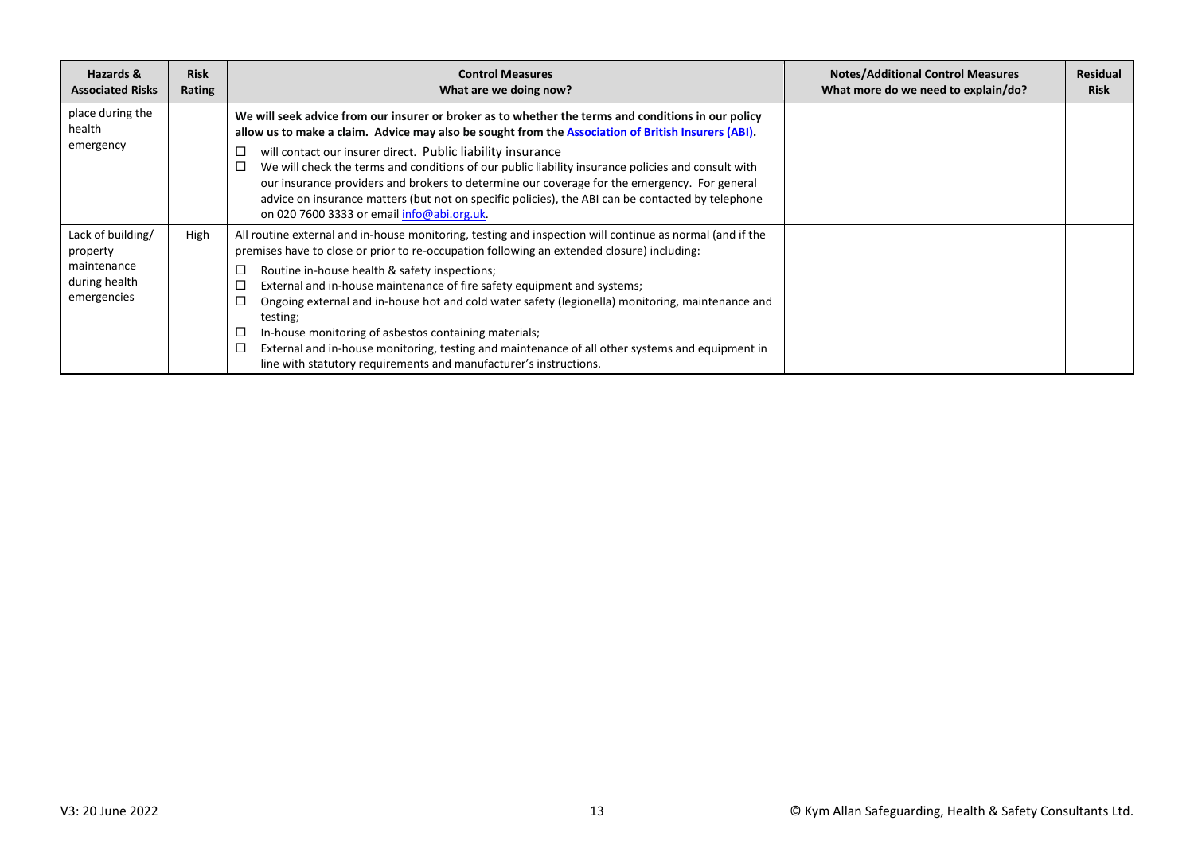| Hazards & Associated Risks | Risk Rating | Control Measures<br>What are we doing now? | Notes/Additional Control Measures<br>What more do we need to explain/do? | Residual Risk |
|---|---|---|---|---|
| place during the health emergency | | **We will seek advice from our insurer or broker as to whether the terms and conditions in our policy allow us to make a claim. Advice may also be sought from the [Association of British Insurers (ABI)](#).**<br>☐ will contact our insurer direct. Public liability insurance<br>☐ We will check the terms and conditions of our public liability insurance policies and consult with our insurance providers and brokers to determine our coverage for the emergency. For general advice on insurance matters (but not on specific policies), the ABI can be contacted by telephone on 020 7600 3333 or email [info@abi.org.uk](mailto:info@abi.org.uk). | | |
| Lack of building/ property maintenance during health emergencies | High | All routine external and in-house monitoring, testing and inspection will continue as normal (and if the premises have to close or prior to re-occupation following an extended closure) including:<br>☐ Routine in-house health & safety inspections;<br>☐ External and in-house maintenance of fire safety equipment and systems;<br>☐ Ongoing external and in-house hot and cold water safety (legionella) monitoring, maintenance and testing;<br>☐ In-house monitoring of asbestos containing materials;<br>☐ External and in-house monitoring, testing and maintenance of all other systems and equipment in line with statutory requirements and manufacturer's instructions. | | |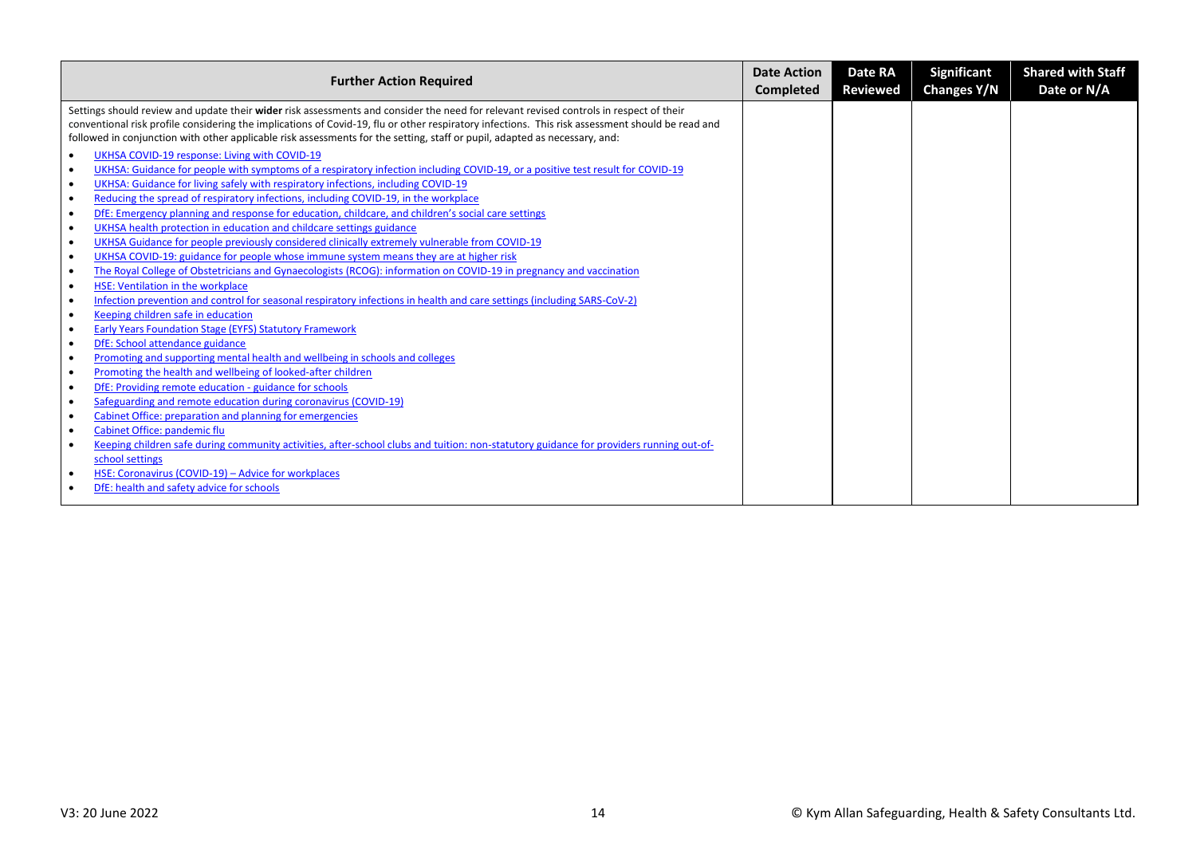| Further Action Required | Date Action Completed | Date RA Reviewed | Significant Changes Y/N | Shared with Staff Date or N/A |
|---|---|---|---|---|
| Settings should review and update their **wider** risk assessments and consider the need for relevant revised controls in respect of their conventional risk profile considering the implications of Covid-19, flu or other respiratory infections. This risk assessment should be read and followed in conjunction with other applicable risk assessments for the setting, staff or pupil, adapted as necessary, and:<br>• UKHSA COVID-19 response: Living with COVID-19<br>• UKHSA: Guidance for people with symptoms of a respiratory infection including COVID-19, or a positive test result for COVID-19<br>• UKHSA: Guidance for living safely with respiratory infections, including COVID-19<br>• Reducing the spread of respiratory infections, including COVID-19, in the workplace<br>• DfE: Emergency planning and response for education, childcare, and children's social care settings<br>• UKHSA health protection in education and childcare settings guidance<br>• UKHSA Guidance for people previously considered clinically extremely vulnerable from COVID-19<br>• UKHSA COVID-19: guidance for people whose immune system means they are at higher risk<br>• The Royal College of Obstetricians and Gynaecologists (RCOG): information on COVID-19 in pregnancy and vaccination<br>• HSE: Ventilation in the workplace<br>• Infection prevention and control for seasonal respiratory infections in health and care settings (including SARS-CoV-2)<br>• Keeping children safe in education<br>• Early Years Foundation Stage (EYFS) Statutory Framework<br>• DfE: School attendance guidance<br>• Promoting and supporting mental health and wellbeing in schools and colleges<br>• Promoting the health and wellbeing of looked-after children<br>• DfE: Providing remote education - guidance for schools<br>• Safeguarding and remote education during coronavirus (COVID-19)<br>• Cabinet Office: preparation and planning for emergencies<br>• Cabinet Office: pandemic flu<br>• Keeping children safe during community activities, after-school clubs and tuition: non-statutory guidance for providers running out-of-school settings<br>• HSE: Coronavirus (COVID-19) – Advice for workplaces<br>• DfE: health and safety advice for schools | | | | |

V3: 20 June 2022 © Kym Allan Safeguarding, Health & Safety Consultants Ltd.